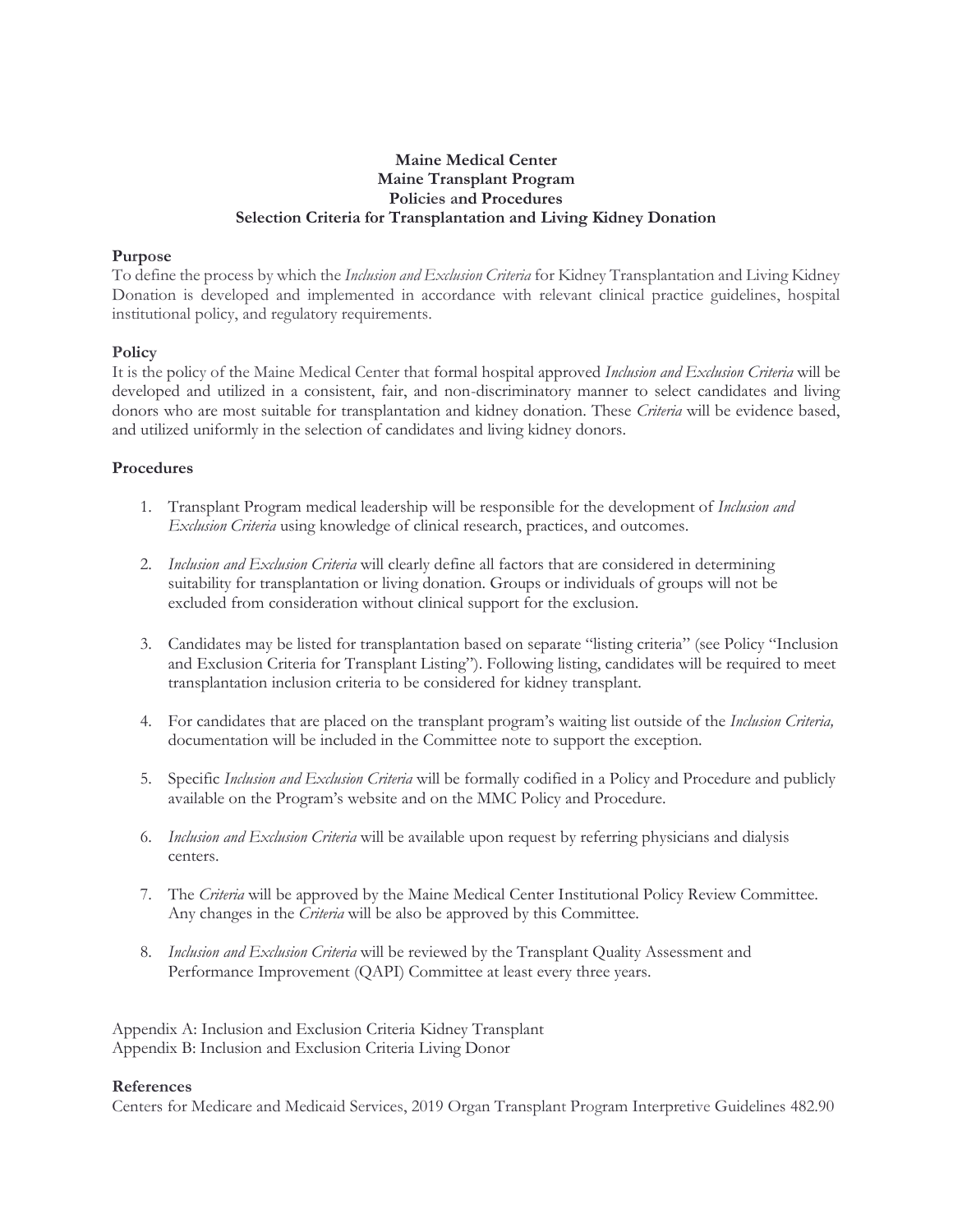**Maine Medical Center**
**Maine Transplant Program**
**Policies and Procedures**
**Selection Criteria for Transplantation and Living Kidney Donation**

**Purpose**

To define the process by which the *Inclusion and Exclusion Criteria* for Kidney Transplantation and Living Kidney Donation is developed and implemented in accordance with relevant clinical practice guidelines, hospital institutional policy, and regulatory requirements.

**Policy**

It is the policy of the Maine Medical Center that formal hospital approved *Inclusion and Exclusion Criteria* will be developed and utilized in a consistent, fair, and non-discriminatory manner to select candidates and living donors who are most suitable for transplantation and kidney donation. These *Criteria* will be evidence based, and utilized uniformly in the selection of candidates and living kidney donors.

**Procedures**

1. Transplant Program medical leadership will be responsible for the development of *Inclusion and Exclusion Criteria* using knowledge of clinical research, practices, and outcomes.

2. *Inclusion and Exclusion Criteria* will clearly define all factors that are considered in determining suitability for transplantation or living donation. Groups or individuals of groups will not be excluded from consideration without clinical support for the exclusion.

3. Candidates may be listed for transplantation based on separate "listing criteria" (see Policy "Inclusion and Exclusion Criteria for Transplant Listing"). Following listing, candidates will be required to meet transplantation inclusion criteria to be considered for kidney transplant.

4. For candidates that are placed on the transplant program's waiting list outside of the *Inclusion Criteria,* documentation will be included in the Committee note to support the exception.

5. Specific *Inclusion and Exclusion Criteria* will be formally codified in a Policy and Procedure and publicly available on the Program's website and on the MMC Policy and Procedure.

6. *Inclusion and Exclusion Criteria* will be available upon request by referring physicians and dialysis centers.

7. The *Criteria* will be approved by the Maine Medical Center Institutional Policy Review Committee. Any changes in the *Criteria* will be also be approved by this Committee.

8. *Inclusion and Exclusion Criteria* will be reviewed by the Transplant Quality Assessment and Performance Improvement (QAPI) Committee at least every three years.

Appendix A: Inclusion and Exclusion Criteria Kidney Transplant
Appendix B: Inclusion and Exclusion Criteria Living Donor

**References**

Centers for Medicare and Medicaid Services, 2019 Organ Transplant Program Interpretive Guidelines 482.90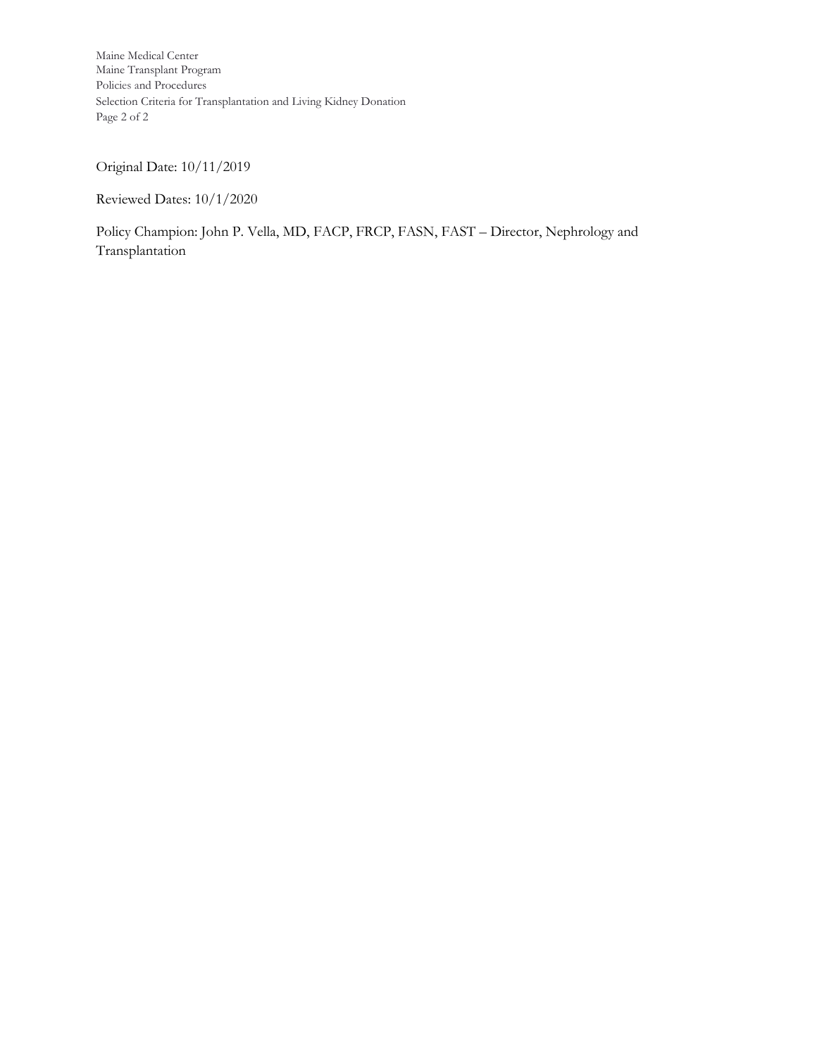Original Date: 10/11/2019

Reviewed Dates: 10/1/2020

Policy Champion: John P. Vella, MD, FACP, FRCP, FASN, FAST – Director, Nephrology and Transplantation